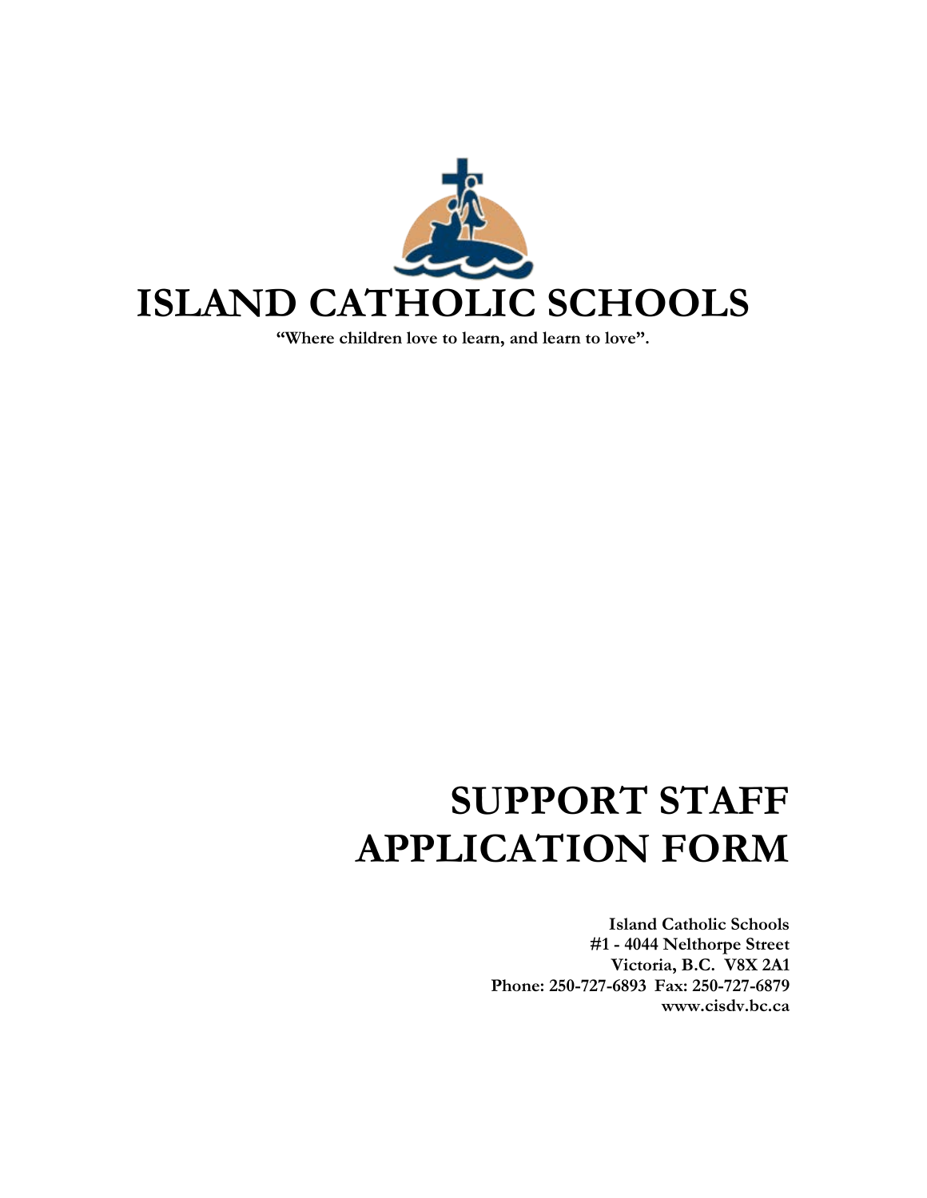# ISLAND CATHOLIC SCHOOLS

**"Where children love to learn, and learn to love".**

# SUPPORT STAFF APPLICATION FORM

**Island Catholic Schools**
**#1 - 4044 Nelthorpe Street**
**Victoria, B.C. V8X 2A1**
**Phone: 250-727-6893 Fax: 250-727-6879**
**www.cisdv.bc.ca**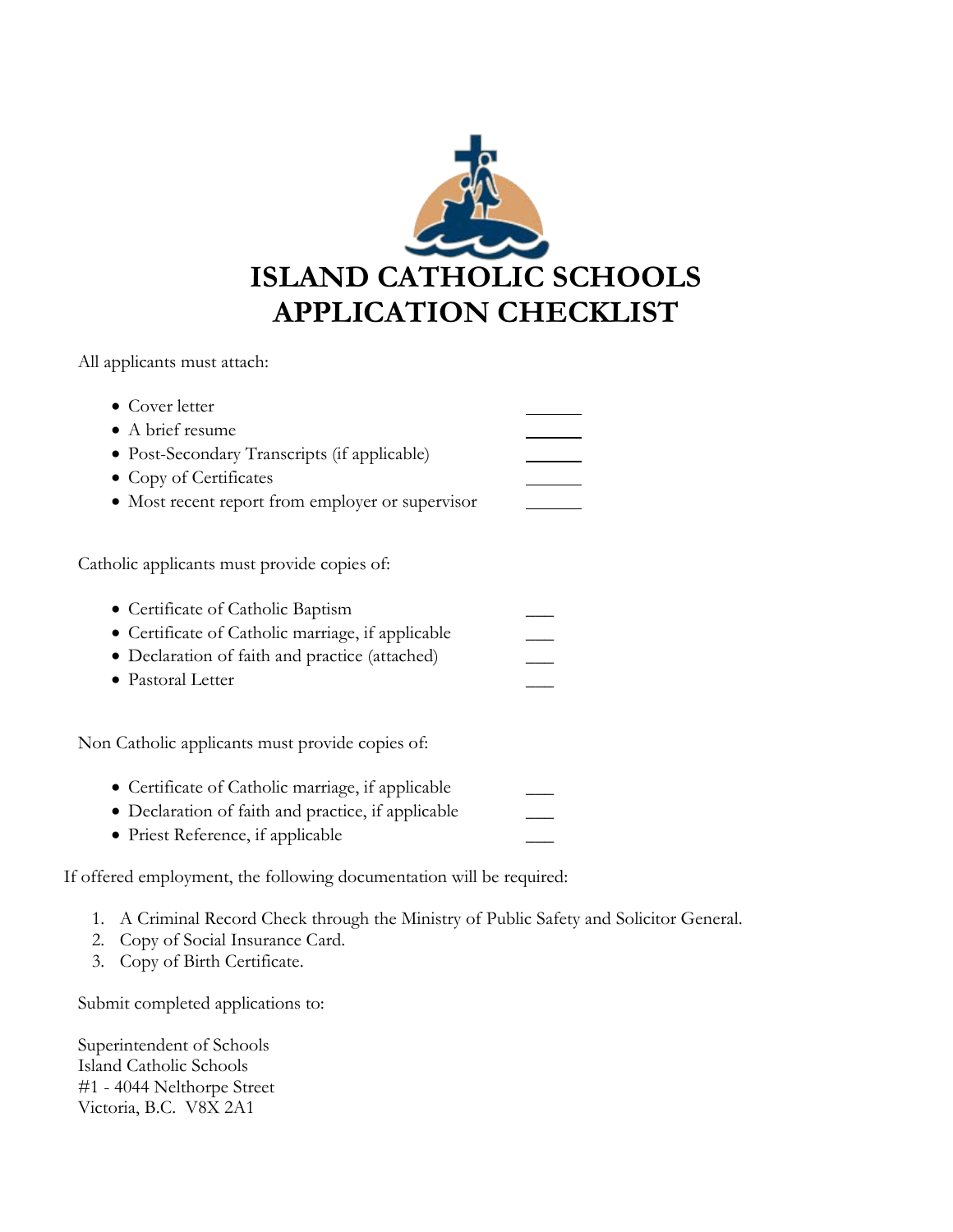# ISLAND CATHOLIC SCHOOLS
# APPLICATION CHECKLIST

All applicants must attach:

- Cover letter ______
- A brief resume ______
- Post-Secondary Transcripts (if applicable) ______
- Copy of Certificates ______
- Most recent report from employer or supervisor ______

Catholic applicants must provide copies of:

- Certificate of Catholic Baptism ___
- Certificate of Catholic marriage, if applicable ___
- Declaration of faith and practice (attached) ___
- Pastoral Letter ___

Non Catholic applicants must provide copies of:

- Certificate of Catholic marriage, if applicable ___
- Declaration of faith and practice, if applicable ___
- Priest Reference, if applicable ___

If offered employment, the following documentation will be required:

1. A Criminal Record Check through the Ministry of Public Safety and Solicitor General.
2. Copy of Social Insurance Card.
3. Copy of Birth Certificate.

Submit completed applications to:

Superintendent of Schools
Island Catholic Schools
#1 - 4044 Nelthorpe Street
Victoria, B.C. V8X 2A1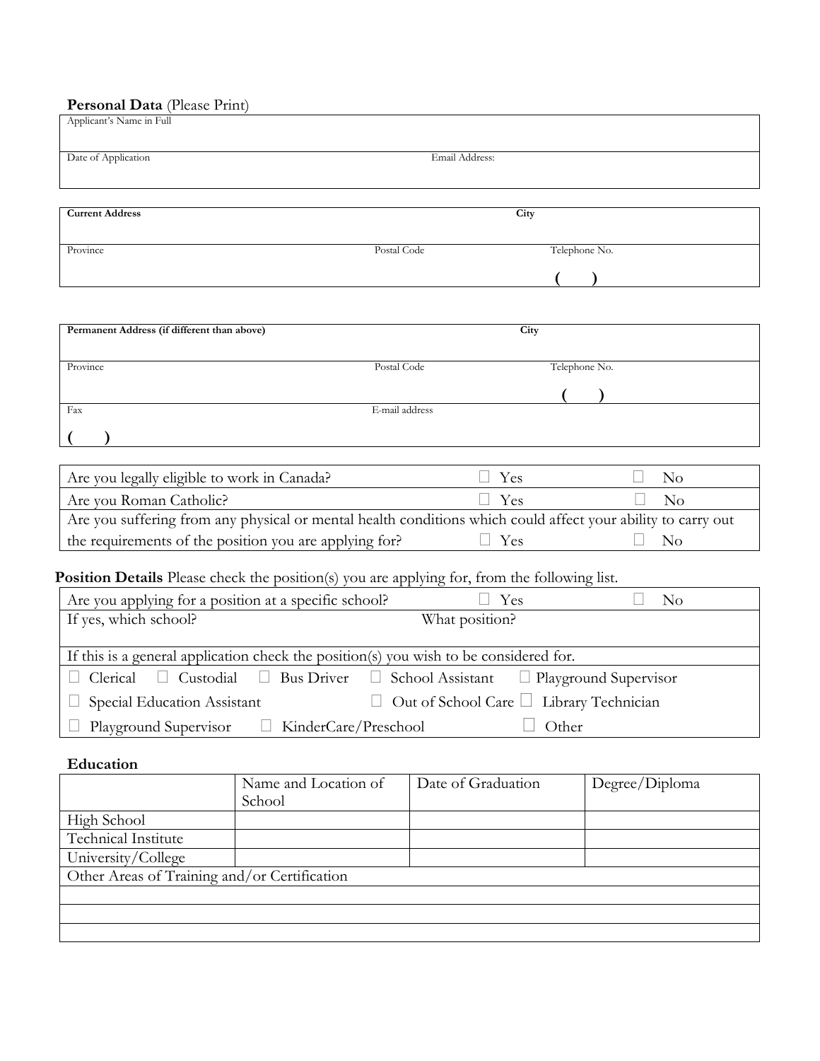**Personal Data** (Please Print)

| Applicant's Name in Full | |
|---|---|
| | |
| Date of Application | Email Address: |
| | |

| **Current Address** | | **City** |
|---|---|---|
| | | |
| Province | Postal Code | Telephone No. |
| | | ( ) |

| **Permanent Address (if different than above)** | | **City** |
|---|---|---|
| | | |
| Province | Postal Code | Telephone No. |
| | | ( ) |
| Fax | E-mail address | |
| ( ) | | |

| | | |
|---|---|---|
| Are you legally eligible to work in Canada? | ☐ Yes | ☐ No |
| Are you Roman Catholic? | ☐ Yes | ☐ No |
| Are you suffering from any physical or mental health conditions which could affect your ability to carry out the requirements of the position you are applying for? | ☐ Yes | ☐ No |

**Position Details** Please check the position(s) you are applying for, from the following list.

| | | |
|---|---|---|
| Are you applying for a position at a specific school? | ☐ Yes | ☐ No |
| If yes, which school? | What position? | |
| If this is a general application check the position(s) you wish to be considered for. | | |
| ☐ Clerical ☐ Custodial ☐ Bus Driver | ☐ School Assistant | ☐ Playground Supervisor |
| ☐ Special Education Assistant | ☐ Out of School Care | ☐ Library Technician |
| ☐ Playground Supervisor ☐ KinderCare/Preschool | | ☐ Other |

**Education**

| | Name and Location of School | Date of Graduation | Degree/Diploma |
|---|---|---|---|
| High School | | | |
| Technical Institute | | | |
| University/College | | | |
| Other Areas of Training and/or Certification | | | |
| | | | |
| | | | |
| | | | |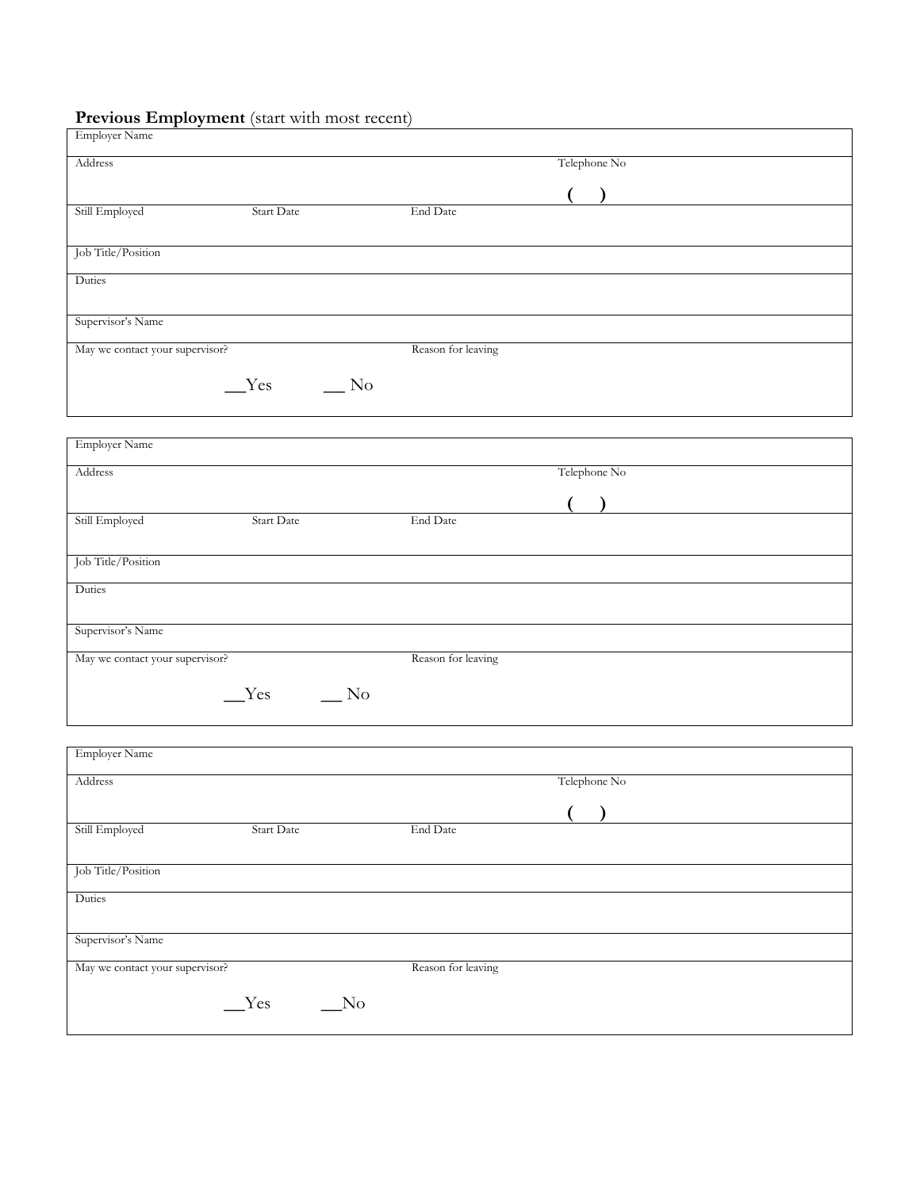## **Previous Employment** (start with most recent)

| Employer Name | | |
|---|---|---|
| Address | | Telephone No<br>( ) |
| Still Employed | Start Date | End Date |
| Job Title/Position | | |
| Duties | | |
| Supervisor's Name | | |
| May we contact your supervisor?<br>__Yes __ No | Reason for leaving | |

| Employer Name | | |
|---|---|---|
| Address | | Telephone No<br>( ) |
| Still Employed | Start Date | End Date |
| Job Title/Position | | |
| Duties | | |
| Supervisor's Name | | |
| May we contact your supervisor?<br>__Yes __ No | Reason for leaving | |

| Employer Name | | |
|---|---|---|
| Address | | Telephone No<br>( ) |
| Still Employed | Start Date | End Date |
| Job Title/Position | | |
| Duties | | |
| Supervisor's Name | | |
| May we contact your supervisor?<br>__Yes __No | Reason for leaving | |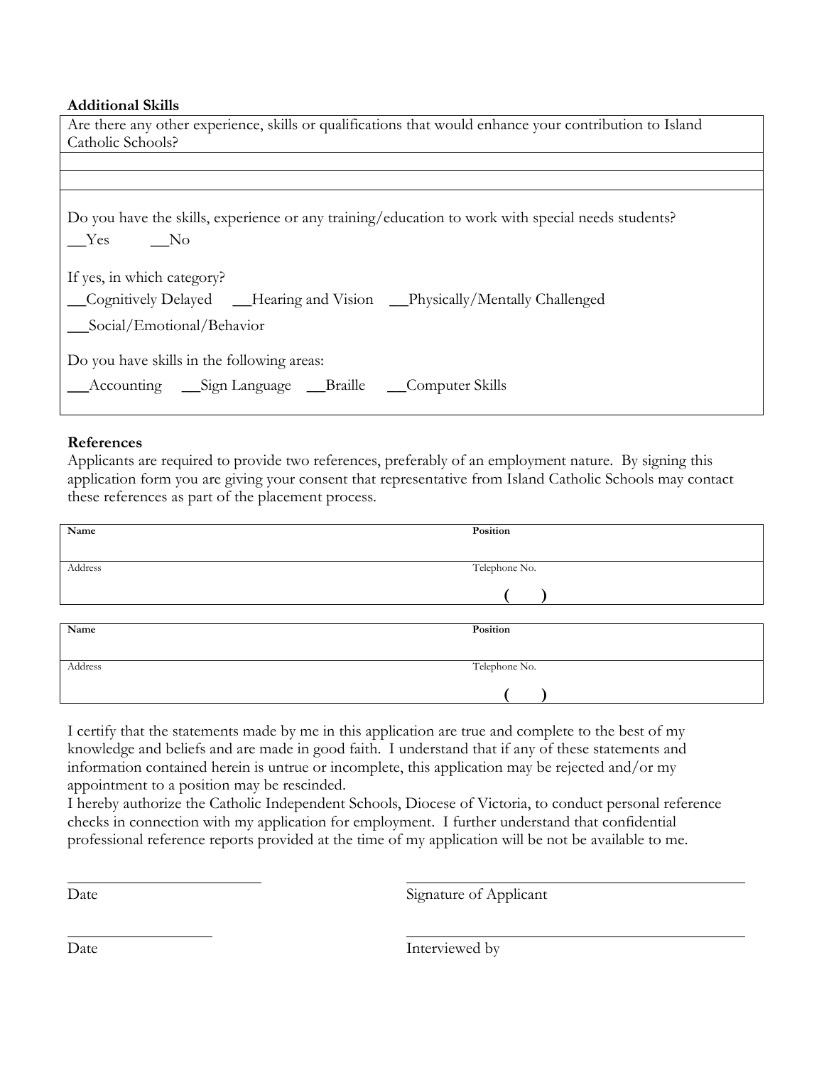**Additional Skills**

| |
|---|
| Are there any other experience, skills or qualifications that would enhance your contribution to Island Catholic Schools? |
| |
| |

Do you have the skills, experience or any training/education to work with special needs students?

__Yes __No

If yes, in which category?

__Cognitively Delayed __Hearing and Vision __Physically/Mentally Challenged

__Social/Emotional/Behavior

Do you have skills in the following areas:

__Accounting __Sign Language __Braille __Computer Skills

**References**

Applicants are required to provide two references, preferably of an employment nature. By signing this application form you are giving your consent that representative from Island Catholic Schools may contact these references as part of the placement process.

| | |
|---|---|
| **Name** | **Position** |
| Address | Telephone No. ( ) |

| | |
|---|---|
| **Name** | **Position** |
| Address | Telephone No. ( ) |

I certify that the statements made by me in this application are true and complete to the best of my knowledge and beliefs and are made in good faith. I understand that if any of these statements and information contained herein is untrue or incomplete, this application may be rejected and/or my appointment to a position may be rescinded.

I hereby authorize the Catholic Independent Schools, Diocese of Victoria, to conduct personal reference checks in connection with my application for employment. I further understand that confidential professional reference reports provided at the time of my application will be not be available to me.

Date ______________________ Signature of Applicant ______________________

Date ______________________ Interviewed by ______________________